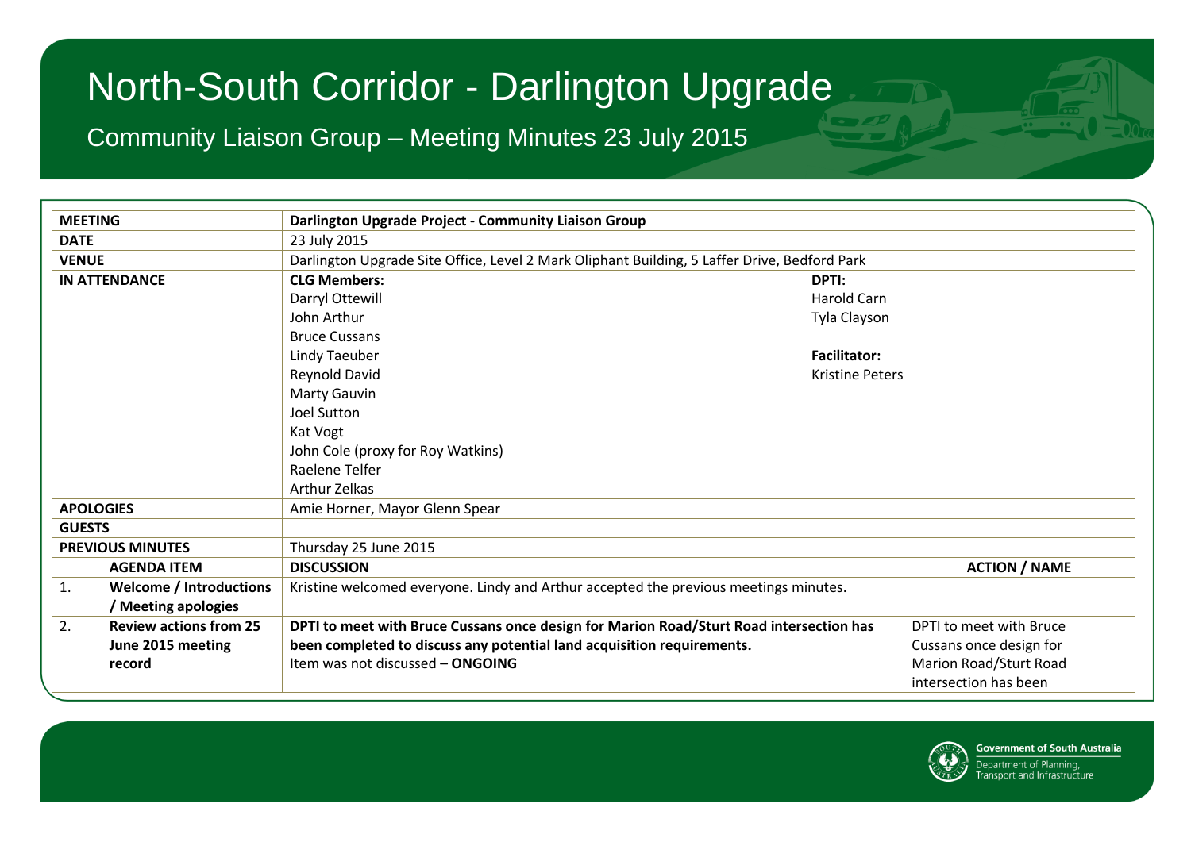# North-South Corridor - Darlington Upgrade

## Community Liaison Group – Meeting Minutes 23 July 2015

| MEETING | | Darlington Upgrade Project - Community Liaison Group | |
|---|---|---|---|
| DATE | | 23 July 2015 | |
| VENUE | | Darlington Upgrade Site Office, Level 2 Mark Oliphant Building, 5 Laffer Drive, Bedford Park | |
| IN ATTENDANCE | | **CLG Members:**<br>Darryl Ottewill<br>John Arthur<br>Bruce Cussans<br>Lindy Taeuber<br>Reynold David<br>Marty Gauvin<br>Joel Sutton<br>Kat Vogt<br>John Cole (proxy for Roy Watkins)<br>Raelene Telfer<br>Arthur Zelkas | **DPTI:**<br>Harold Carn<br>Tyla Clayson<br><br>**Facilitator:**<br>Kristine Peters |
| APOLOGIES | | Amie Horner, Mayor Glenn Spear | |
| GUESTS | | | |
| PREVIOUS MINUTES | | Thursday 25 June 2015 | |
| | **AGENDA ITEM** | **DISCUSSION** | **ACTION / NAME** |
| 1. | **Welcome / Introductions / Meeting apologies** | Kristine welcomed everyone. Lindy and Arthur accepted the previous meetings minutes. | |
| 2. | **Review actions from 25 June 2015 meeting record** | **DPTI to meet with Bruce Cussans once design for Marion Road/Sturt Road intersection has been completed to discuss any potential land acquisition requirements.**<br>Item was not discussed – **ONGOING** | DPTI to meet with Bruce Cussans once design for Marion Road/Sturt Road intersection has been |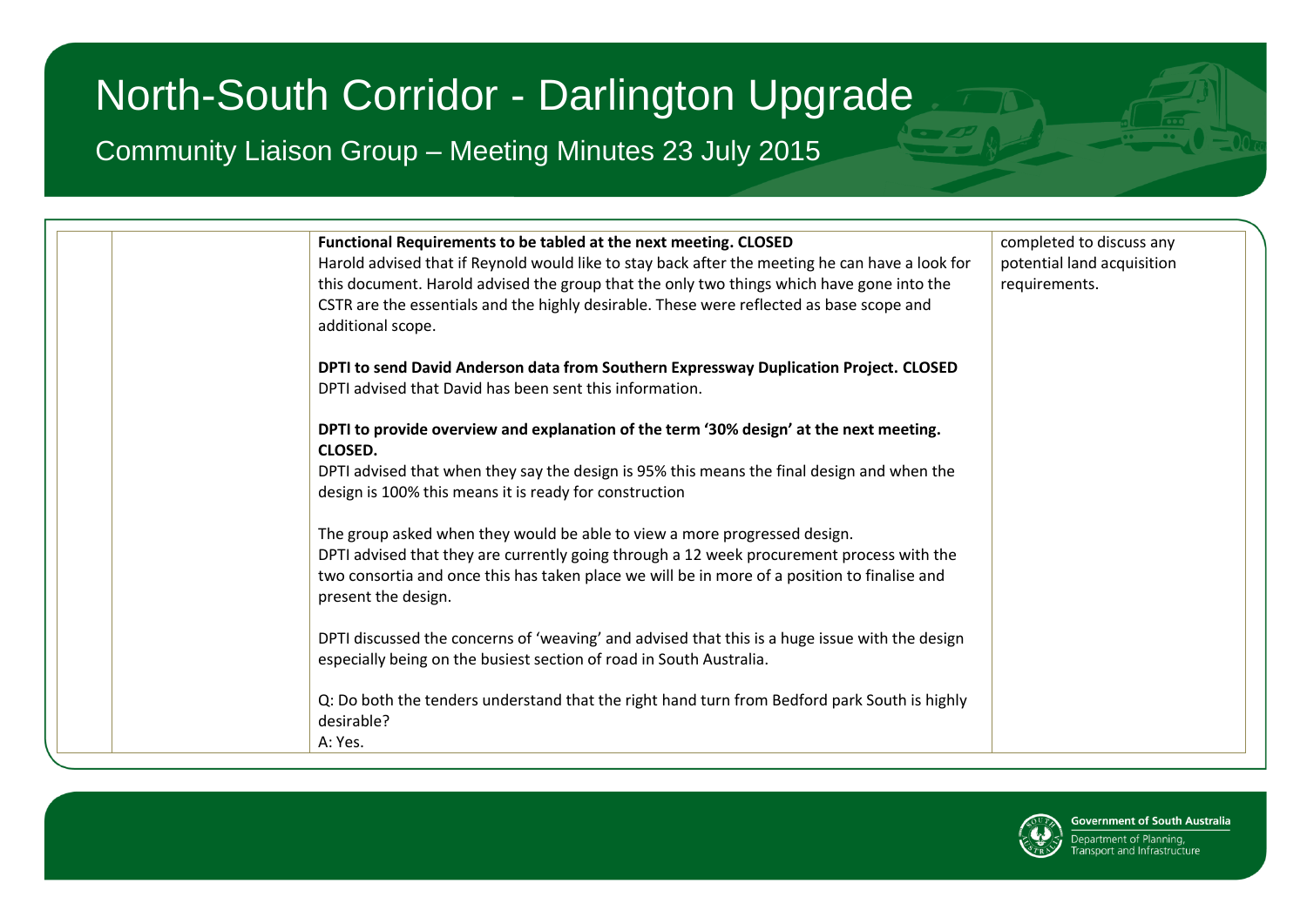| | | | |
|---|---|---|---|
| | | **Functional Requirements to be tabled at the next meeting. CLOSED**<br>Harold advised that if Reynold would like to stay back after the meeting he can have a look for this document. Harold advised the group that the only two things which have gone into the CSTR are the essentials and the highly desirable. These were reflected as base scope and additional scope.<br><br>**DPTI to send David Anderson data from Southern Expressway Duplication Project. CLOSED**<br>DPTI advised that David has been sent this information.<br><br>**DPTI to provide overview and explanation of the term '30% design' at the next meeting. CLOSED.**<br>DPTI advised that when they say the design is 95% this means the final design and when the design is 100% this means it is ready for construction<br><br>The group asked when they would be able to view a more progressed design.<br>DPTI advised that they are currently going through a 12 week procurement process with the two consortia and once this has taken place we will be in more of a position to finalise and present the design.<br><br>DPTI discussed the concerns of 'weaving' and advised that this is a huge issue with the design especially being on the busiest section of road in South Australia.<br><br>Q: Do both the tenders understand that the right hand turn from Bedford park South is highly desirable?<br>A: Yes. | completed to discuss any potential land acquisition requirements. |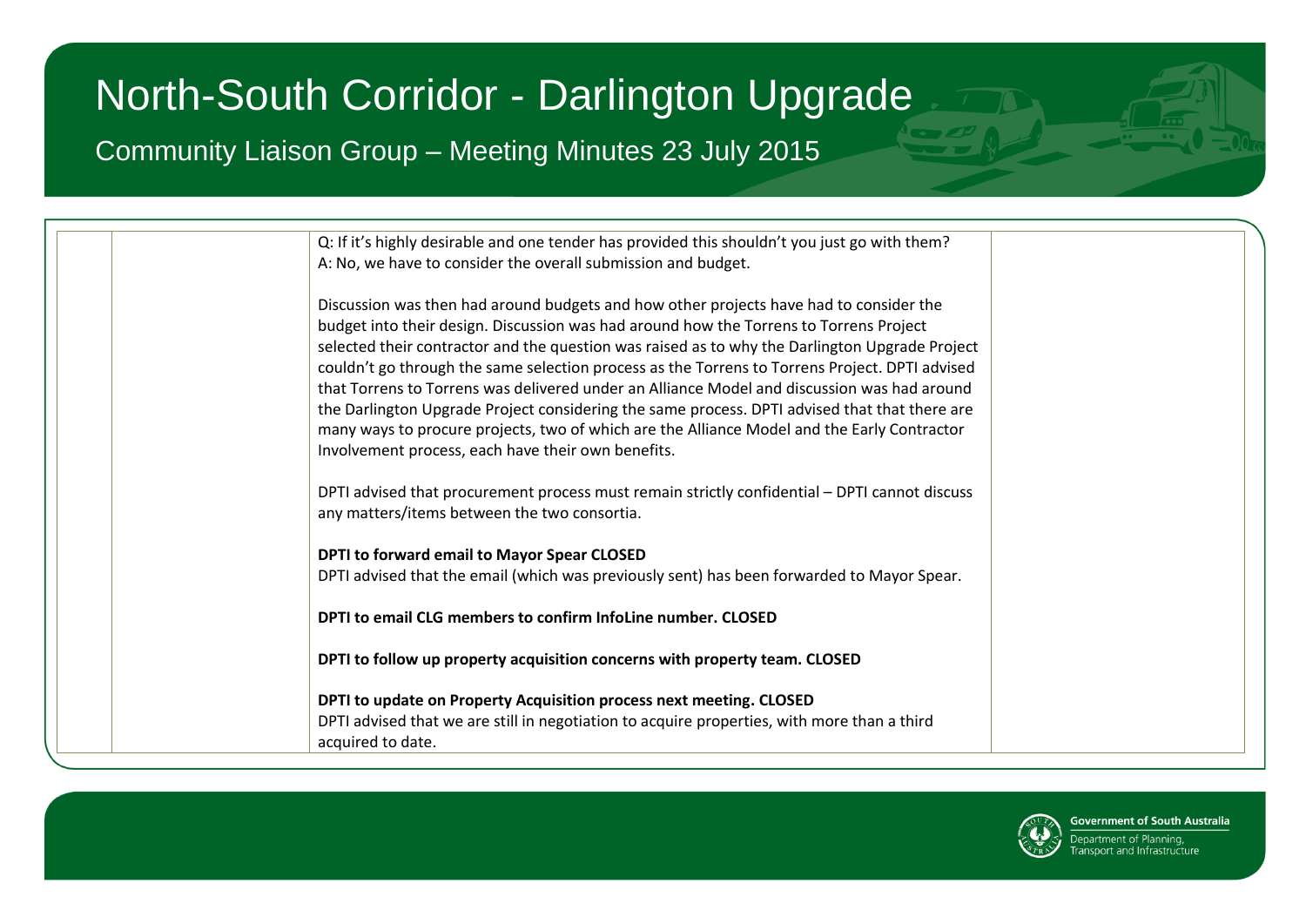| | | | |
|---|---|---|---|
| | | Q: If it's highly desirable and one tender has provided this shouldn't you just go with them?<br>A: No, we have to consider the overall submission and budget.<br><br>Discussion was then had around budgets and how other projects have had to consider the budget into their design. Discussion was had around how the Torrens to Torrens Project selected their contractor and the question was raised as to why the Darlington Upgrade Project couldn't go through the same selection process as the Torrens to Torrens Project. DPTI advised that Torrens to Torrens was delivered under an Alliance Model and discussion was had around the Darlington Upgrade Project considering the same process. DPTI advised that that there are many ways to procure projects, two of which are the Alliance Model and the Early Contractor Involvement process, each have their own benefits.<br><br>DPTI advised that procurement process must remain strictly confidential – DPTI cannot discuss any matters/items between the two consortia.<br><br>**DPTI to forward email to Mayor Spear CLOSED**<br>DPTI advised that the email (which was previously sent) has been forwarded to Mayor Spear.<br><br>**DPTI to email CLG members to confirm InfoLine number. CLOSED**<br><br>**DPTI to follow up property acquisition concerns with property team. CLOSED**<br><br>**DPTI to update on Property Acquisition process next meeting. CLOSED**<br>DPTI advised that we are still in negotiation to acquire properties, with more than a third acquired to date. | |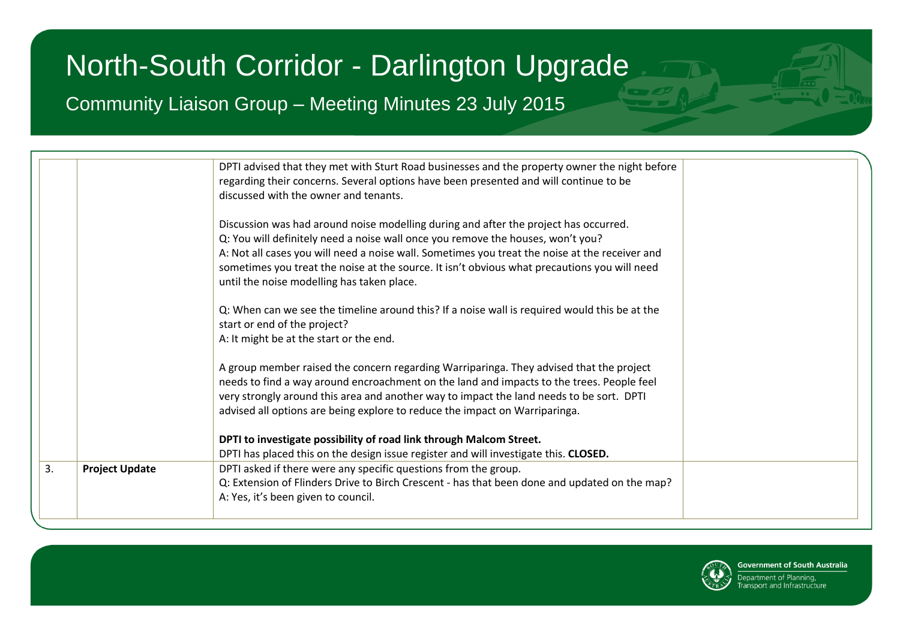| | | | |
|---|---|---|---|
| | | DPTI advised that they met with Sturt Road businesses and the property owner the night before regarding their concerns. Several options have been presented and will continue to be discussed with the owner and tenants.<br><br>Discussion was had around noise modelling during and after the project has occurred.<br>Q: You will definitely need a noise wall once you remove the houses, won't you?<br>A: Not all cases you will need a noise wall. Sometimes you treat the noise at the receiver and sometimes you treat the noise at the source. It isn't obvious what precautions you will need until the noise modelling has taken place.<br><br>Q: When can we see the timeline around this? If a noise wall is required would this be at the start or end of the project?<br>A: It might be at the start or the end.<br><br>A group member raised the concern regarding Warriparinga. They advised that the project needs to find a way around encroachment on the land and impacts to the trees. People feel very strongly around this area and another way to impact the land needs to be sort. DPTI advised all options are being explore to reduce the impact on Warriparinga.<br><br>**DPTI to investigate possibility of road link through Malcom Street.**<br>DPTI has placed this on the design issue register and will investigate this. **CLOSED.** | |
| 3. | **Project Update** | DPTI asked if there were any specific questions from the group.<br>Q: Extension of Flinders Drive to Birch Crescent - has that been done and updated on the map?<br>A: Yes, it's been given to council. | |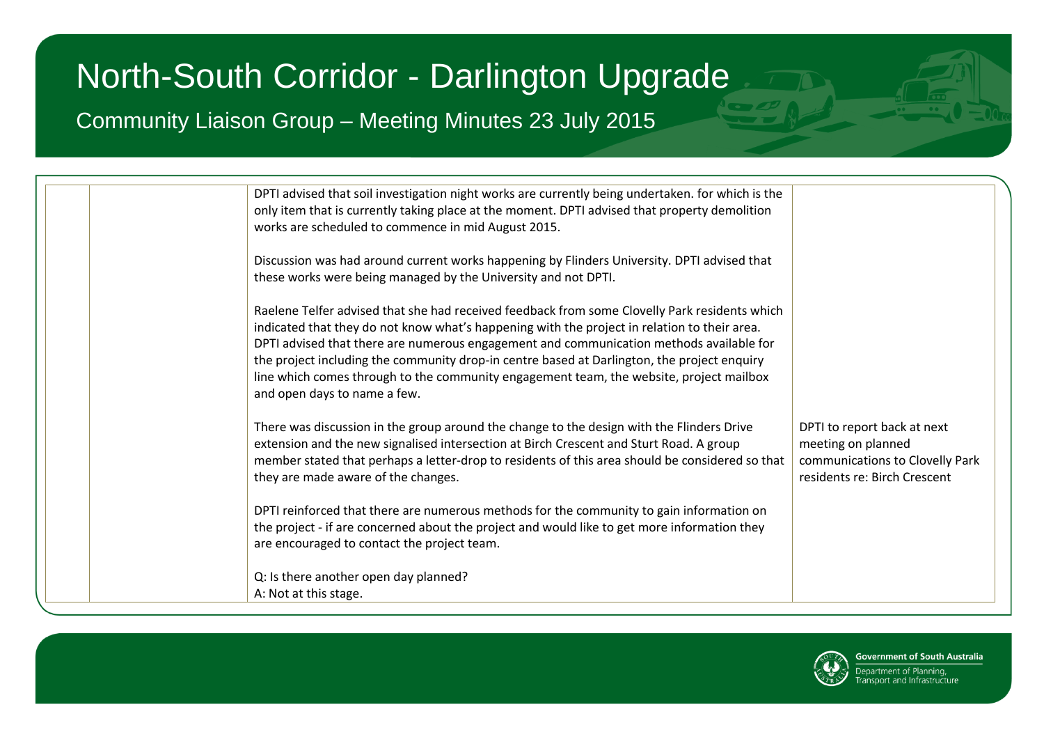# North-South Corridor - Darlington Upgrade

Community Liaison Group – Meeting Minutes 23 July 2015

| | | | |
|---|---|---|---|
| | | DPTI advised that soil investigation night works are currently being undertaken. for which is the only item that is currently taking place at the moment. DPTI advised that property demolition works are scheduled to commence in mid August 2015.<br><br>Discussion was had around current works happening by Flinders University. DPTI advised that these works were being managed by the University and not DPTI.<br><br>Raelene Telfer advised that she had received feedback from some Clovelly Park residents which indicated that they do not know what's happening with the project in relation to their area. DPTI advised that there are numerous engagement and communication methods available for the project including the community drop-in centre based at Darlington, the project enquiry line which comes through to the community engagement team, the website, project mailbox and open days to name a few.<br><br>There was discussion in the group around the change to the design with the Flinders Drive extension and the new signalised intersection at Birch Crescent and Sturt Road. A group member stated that perhaps a letter-drop to residents of this area should be considered so that they are made aware of the changes.<br><br>DPTI reinforced that there are numerous methods for the community to gain information on the project - if are concerned about the project and would like to get more information they are encouraged to contact the project team.<br><br>Q: Is there another open day planned?<br>A: Not at this stage. | DPTI to report back at next meeting on planned communications to Clovelly Park residents re: Birch Crescent |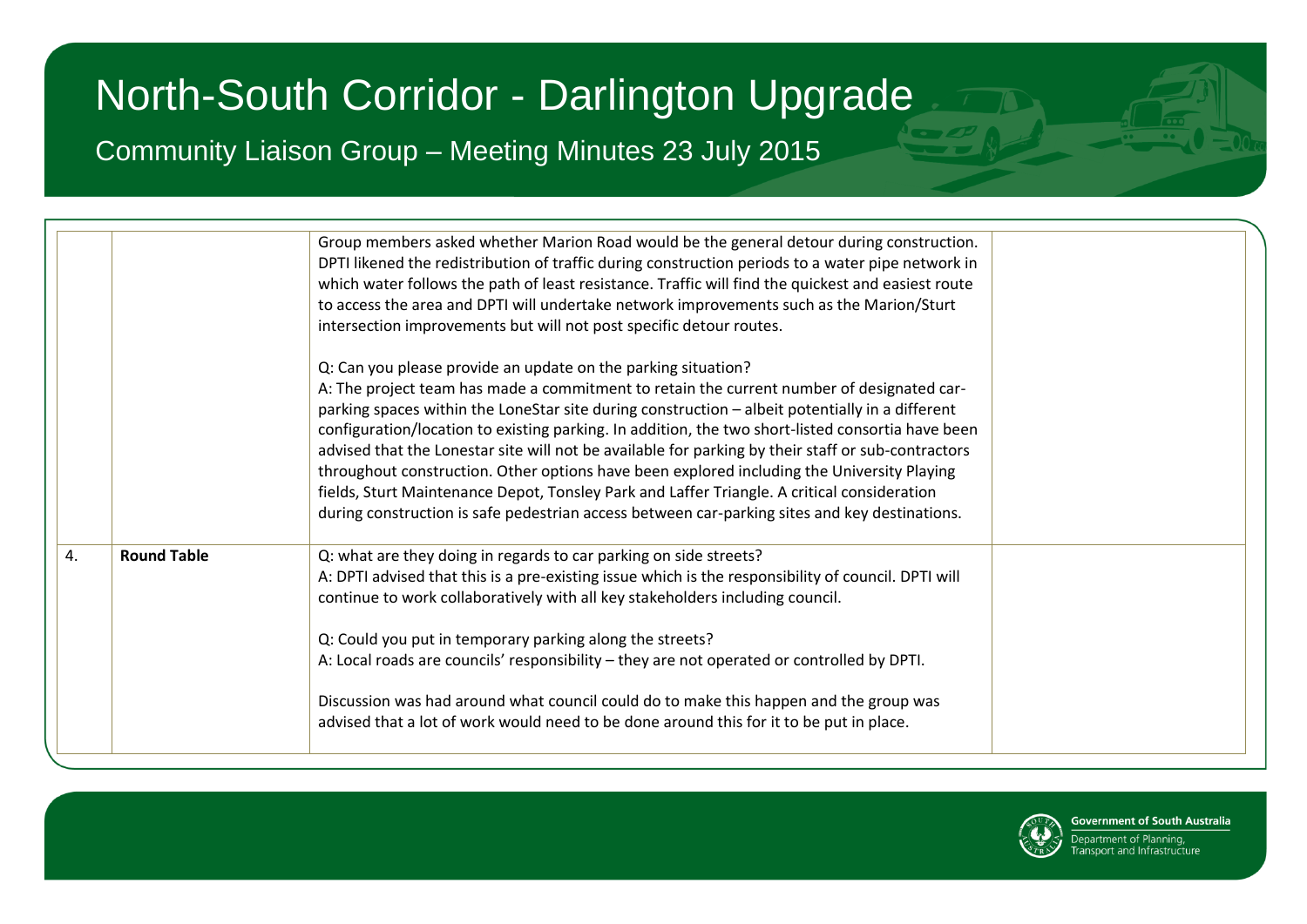| | | | |
|---|---|---|---|
| | | Group members asked whether Marion Road would be the general detour during construction. DPTI likened the redistribution of traffic during construction periods to a water pipe network in which water follows the path of least resistance. Traffic will find the quickest and easiest route to access the area and DPTI will undertake network improvements such as the Marion/Sturt intersection improvements but will not post specific detour routes.<br><br>Q: Can you please provide an update on the parking situation?<br>A: The project team has made a commitment to retain the current number of designated car-parking spaces within the LoneStar site during construction – albeit potentially in a different configuration/location to existing parking. In addition, the two short-listed consortia have been advised that the Lonestar site will not be available for parking by their staff or sub-contractors throughout construction. Other options have been explored including the University Playing fields, Sturt Maintenance Depot, Tonsley Park and Laffer Triangle. A critical consideration during construction is safe pedestrian access between car-parking sites and key destinations. | |
| 4. | **Round Table** | Q: what are they doing in regards to car parking on side streets?<br>A: DPTI advised that this is a pre-existing issue which is the responsibility of council. DPTI will continue to work collaboratively with all key stakeholders including council.<br><br>Q: Could you put in temporary parking along the streets?<br>A: Local roads are councils' responsibility – they are not operated or controlled by DPTI.<br><br>Discussion was had around what council could do to make this happen and the group was advised that a lot of work would need to be done around this for it to be put in place. | |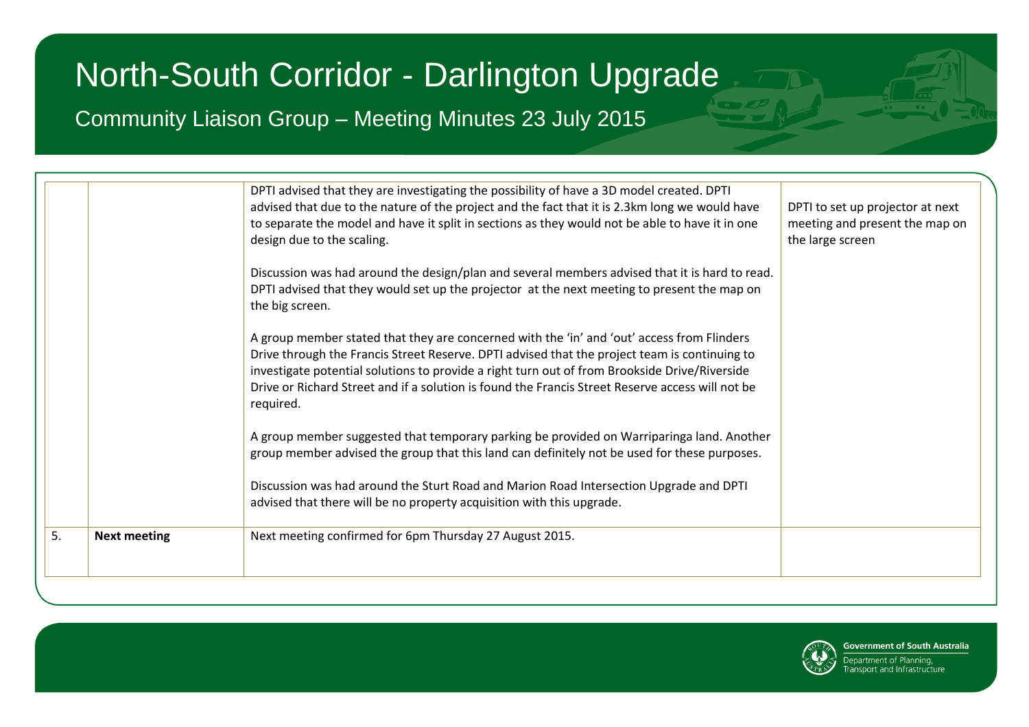| | | | |
|---|---|---|---|
| | | DPTI advised that they are investigating the possibility of have a 3D model created. DPTI advised that due to the nature of the project and the fact that it is 2.3km long we would have to separate the model and have it split in sections as they would not be able to have it in one design due to the scaling.<br><br>Discussion was had around the design/plan and several members advised that it is hard to read. DPTI advised that they would set up the projector at the next meeting to present the map on the big screen.<br><br>A group member stated that they are concerned with the 'in' and 'out' access from Flinders Drive through the Francis Street Reserve. DPTI advised that the project team is continuing to investigate potential solutions to provide a right turn out of from Brookside Drive/Riverside Drive or Richard Street and if a solution is found the Francis Street Reserve access will not be required.<br><br>A group member suggested that temporary parking be provided on Warriparinga land. Another group member advised the group that this land can definitely not be used for these purposes.<br><br>Discussion was had around the Sturt Road and Marion Road Intersection Upgrade and DPTI advised that there will be no property acquisition with this upgrade. | DPTI to set up projector at next meeting and present the map on the large screen |
| 5. | **Next meeting** | Next meeting confirmed for 6pm Thursday 27 August 2015. | |